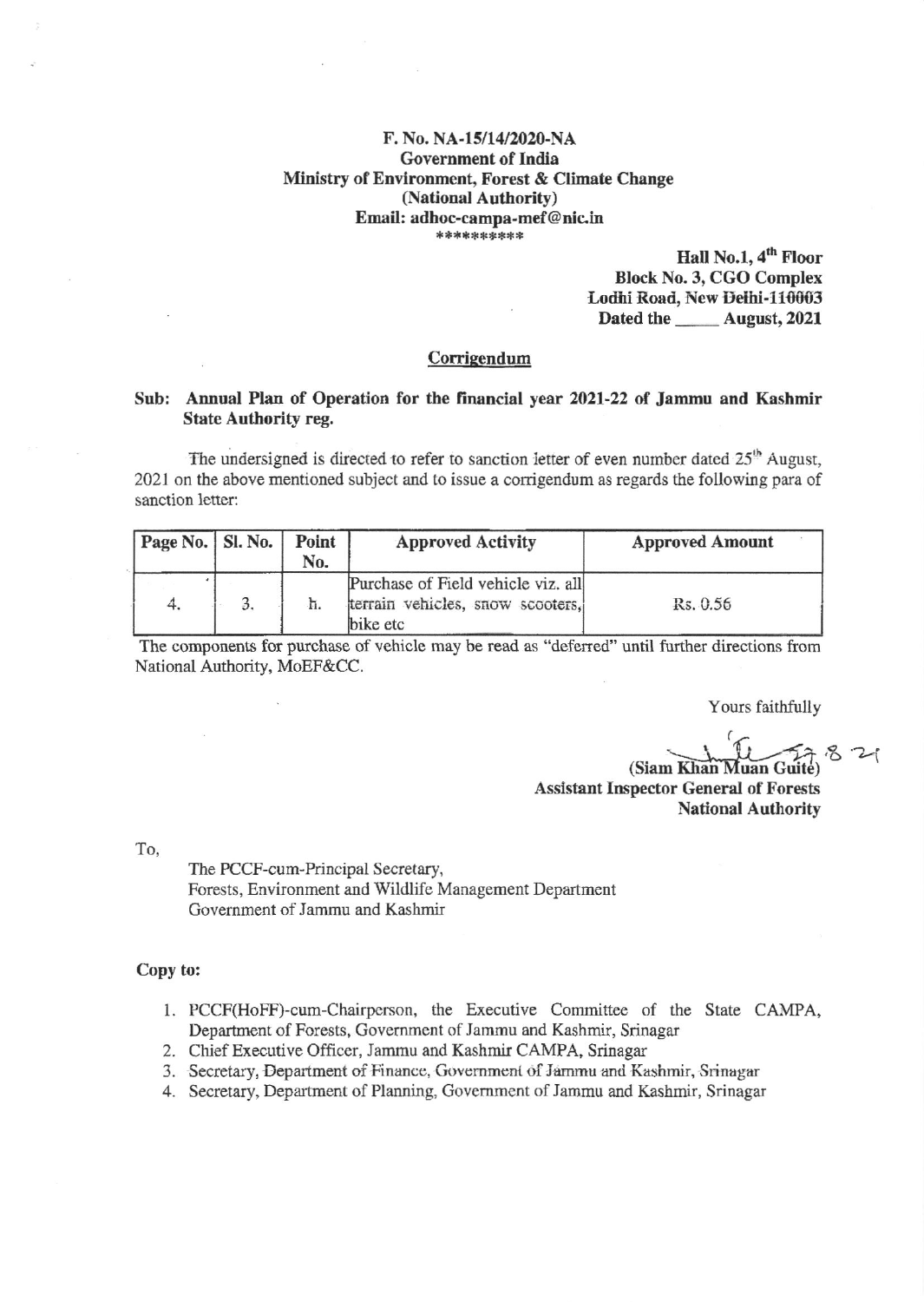**F. No. NA-15/14/2020-NA**
**Government of India**
**Ministry of Environment, Forest & Climate Change**
**(National Authority)**
**Email: adhoc-campa-mef@nic.in**

*********

**Hall No.1, 4th Floor**
**Block No. 3, CGO Complex**
**Lodhi Road, New Delhi-110003**
**Dated the _____ August, 2021**

## Corrigendum

**Sub: Annual Plan of Operation for the financial year 2021-22 of Jammu and Kashmir State Authority reg.**

The undersigned is directed to refer to sanction letter of even number dated 25th August, 2021 on the above mentioned subject and to issue a corrigendum as regards the following para of sanction letter:

| Page No. | Sl. No. | Point No. | Approved Activity | Approved Amount |
|---|---|---|---|---|
| 4. | 3. | h. | Purchase of Field vehicle viz. all terrain vehicles, snow scooters, bike etc | Rs. 0.56 |

The components for purchase of vehicle may be read as "deferred" until further directions from National Authority, MoEF&CC.

Yours faithfully

27.8.21

(Siam Khan Muan Guite)
**Assistant Inspector General of Forests**
**National Authority**

To,

The PCCF-cum-Principal Secretary,
Forests, Environment and Wildlife Management Department
Government of Jammu and Kashmir

**Copy to:**

1. PCCF(HoFF)-cum-Chairperson, the Executive Committee of the State CAMPA, Department of Forests, Government of Jammu and Kashmir, Srinagar
2. Chief Executive Officer, Jammu and Kashmir CAMPA, Srinagar
3. Secretary, Department of Finance, Government of Jammu and Kashmir, Srinagar
4. Secretary, Department of Planning, Government of Jammu and Kashmir, Srinagar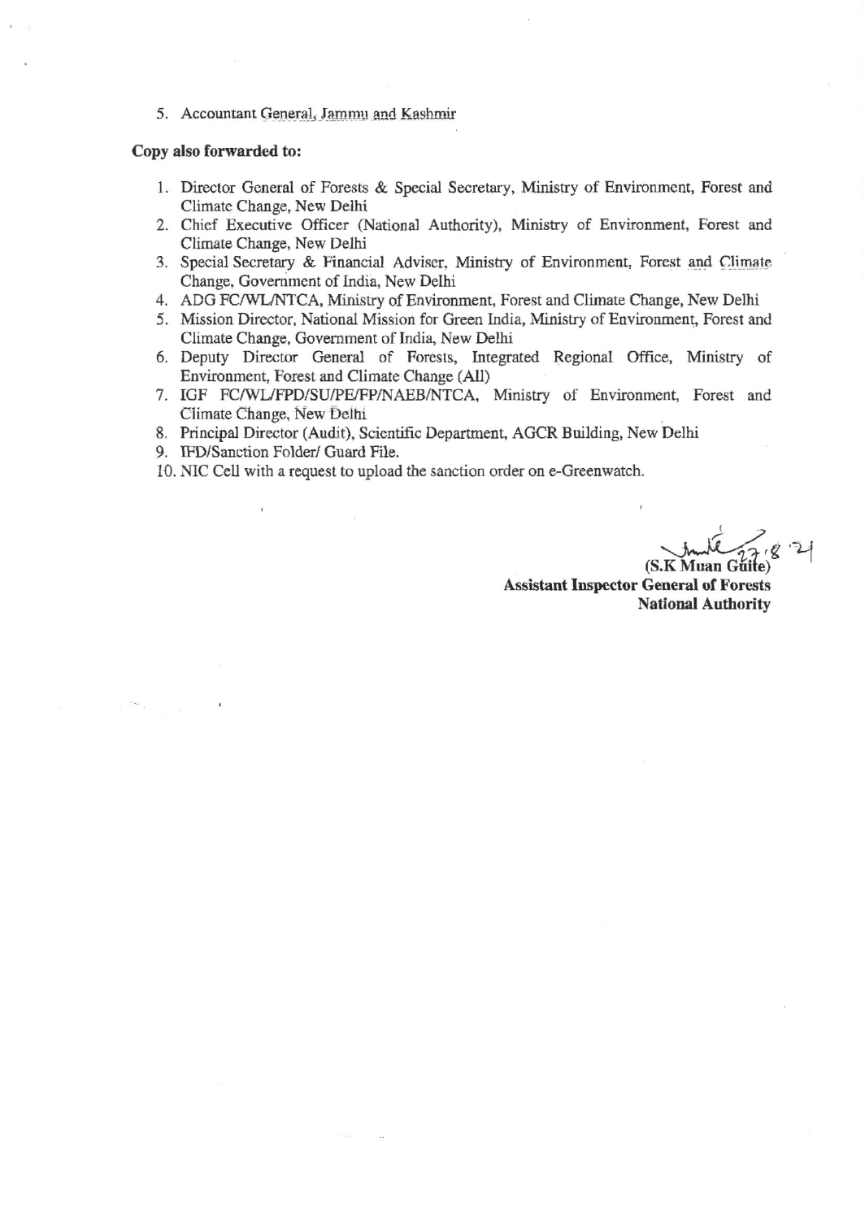5. Accountant General, Jammu and Kashmir

**Copy also forwarded to:**

1. Director General of Forests & Special Secretary, Ministry of Environment, Forest and Climate Change, New Delhi
2. Chief Executive Officer (National Authority), Ministry of Environment, Forest and Climate Change, New Delhi
3. Special Secretary & Financial Adviser, Ministry of Environment, Forest and Climate Change, Government of India, New Delhi
4. ADG FC/WL/NTCA, Ministry of Environment, Forest and Climate Change, New Delhi
5. Mission Director, National Mission for Green India, Ministry of Environment, Forest and Climate Change, Government of India, New Delhi
6. Deputy Director General of Forests, Integrated Regional Office, Ministry of Environment, Forest and Climate Change (All)
7. IGF FC/WL/FPD/SU/PE/FP/NAEB/NTCA, Ministry of Environment, Forest and Climate Change, New Delhi
8. Principal Director (Audit), Scientific Department, AGCR Building, New Delhi
9. IFD/Sanction Folder/ Guard File.
10. NIC Cell with a request to upload the sanction order on e-Greenwatch.

27.8.21

(S.K Muan Guite)
**Assistant Inspector General of Forests**
**National Authority**